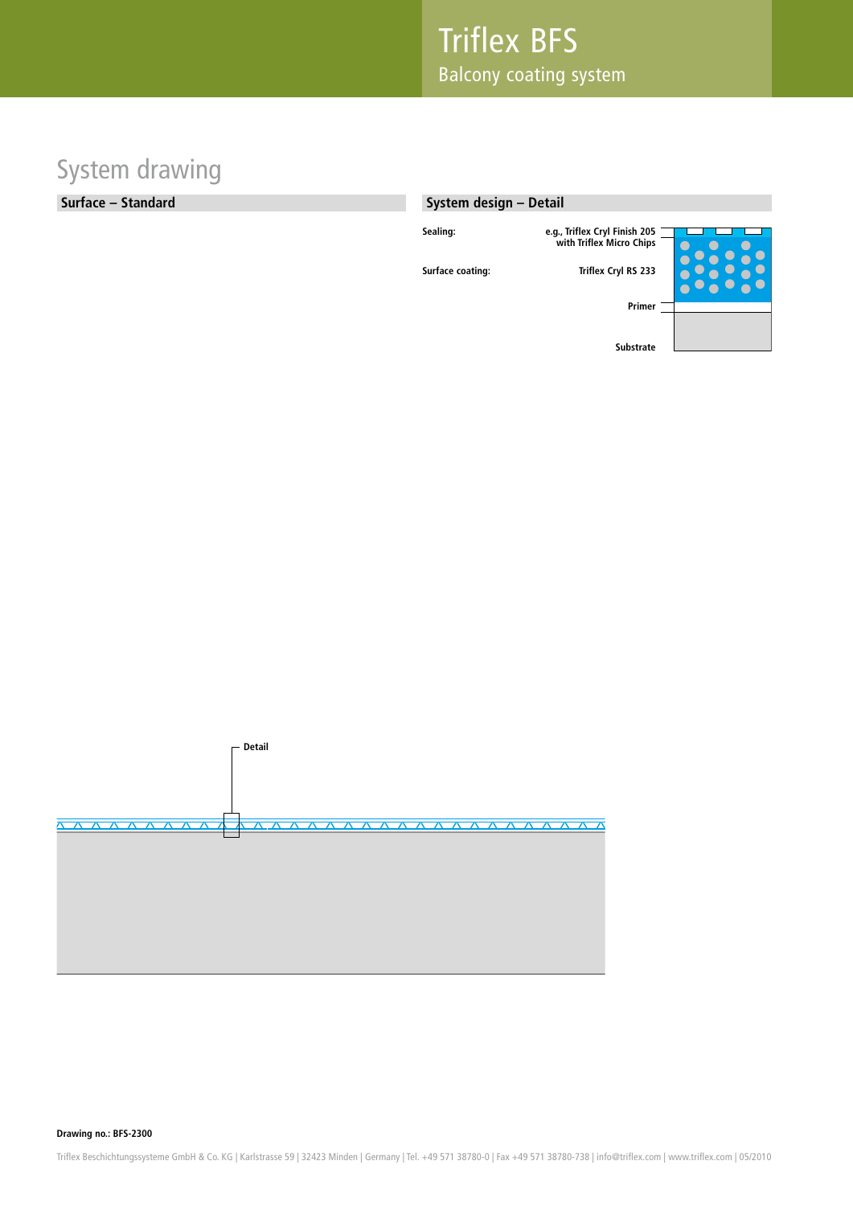# Triflex BFS

Balcony coating system

## System drawing

### Surface – Standard

### System design – Detail

**Sealing:** e.g., Triflex Cryl Finish 205 with Triflex Micro Chips

**Surface coating:** Triflex Cryl RS 233

**Primer**

**Substrate**

**Detail**

**Drawing no.: BFS-2300**

Triflex Beschichtungssysteme GmbH & Co. KG | Karlstrasse 59 | 32423 Minden | Germany | Tel. +49 571 38780-0 | Fax +49 571 38780-738 | info@triflex.com | www.triflex.com | 05/2010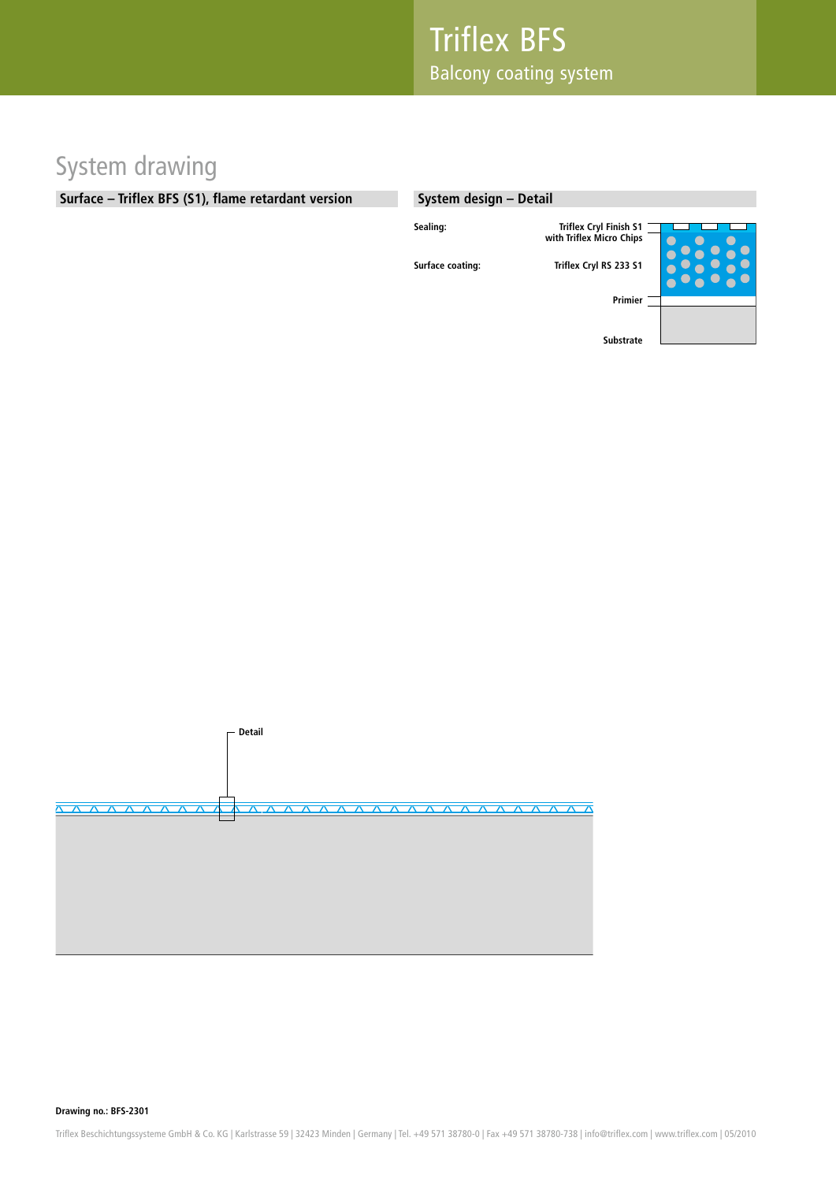Triflex BFS
Balcony coating system

# System drawing

## Surface – Triflex BFS (S1), flame retardant version

## System design – Detail

| | |
|---|---|
| Sealing: | Triflex Cryl Finish S1 with Triflex Micro Chips |
| Surface coating: | Triflex Cryl RS 233 S1 |
| | Primier |
| | Substrate |

Detail

**Drawing no.: BFS-2301**

Triflex Beschichtungssysteme GmbH & Co. KG | Karlstrasse 59 | 32423 Minden | Germany | Tel. +49 571 38780-0 | Fax +49 571 38780-738 | info@triflex.com | www.triflex.com | 05/2010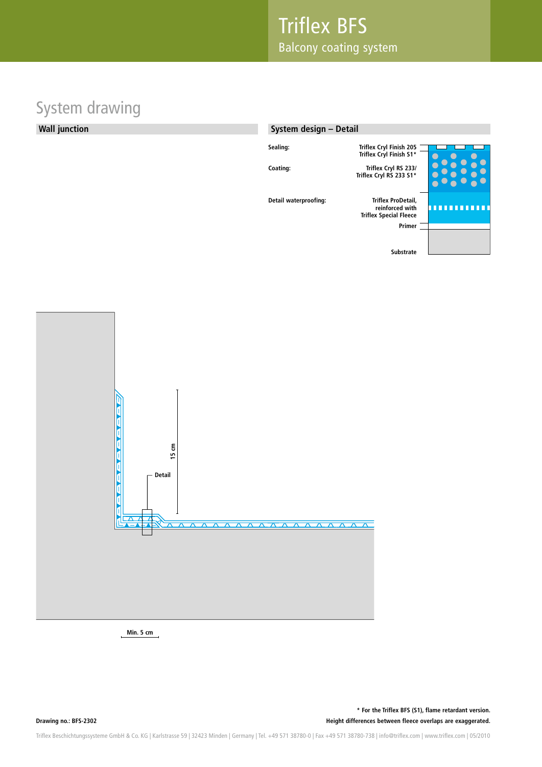# Triflex BFS

Balcony coating system

## System drawing

### Wall junction

### System design – Detail

| Layer | Product |
|---|---|
| Sealing: | Triflex Cryl Finish 205<br>Triflex Cryl Finish S1* |
| Coating: | Triflex Cryl RS 233/<br>Triflex Cryl RS 233 S1* |
| Detail waterproofing: | Triflex ProDetail,<br>reinforced with<br>Triflex Special Fleece |
| | Primer |
| | Substrate |

15 cm

Detail

Min. 5 cm

Drawing no.: BFS-2302

\* For the Triflex BFS (S1), flame retardant version.
Height differences between fleece overlaps are exaggerated.

Triflex Beschichtungssysteme GmbH & Co. KG | Karlstrasse 59 | 32423 Minden | Germany | Tel. +49 571 38780-0 | Fax +49 571 38780-738 | info@triflex.com | www.triflex.com | 05/2010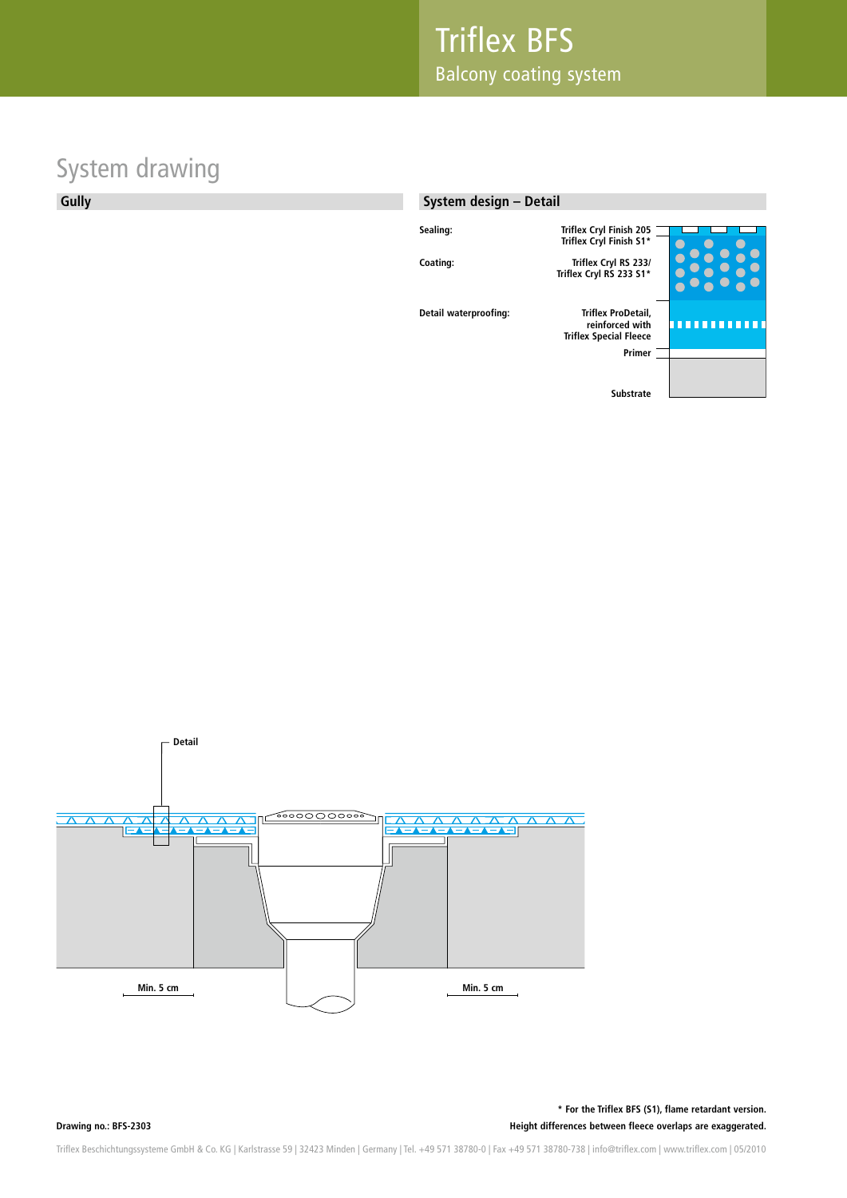# Triflex BFS

Balcony coating system

## System drawing

### Gully

### System design – Detail

| | |
|---|---|
| **Sealing:** | **Triflex Cryl Finish 205**<br>**Triflex Cryl Finish S1*** |
| **Coating:** | **Triflex Cryl RS 233/**<br>**Triflex Cryl RS 233 S1*** |
| **Detail waterproofing:** | **Triflex ProDetail, reinforced with Triflex Special Fleece** |
| | **Primer** |
| | **Substrate** |

**Detail**

**Min. 5 cm**

**Min. 5 cm**

**Drawing no.: BFS-2303**

**\* For the Triflex BFS (S1), flame retardant version.**
**Height differences between fleece overlaps are exaggerated.**

Triflex Beschichtungssysteme GmbH & Co. KG | Karlstrasse 59 | 32423 Minden | Germany | Tel. +49 571 38780-0 | Fax +49 571 38780-738 | info@triflex.com | www.triflex.com | 05/2010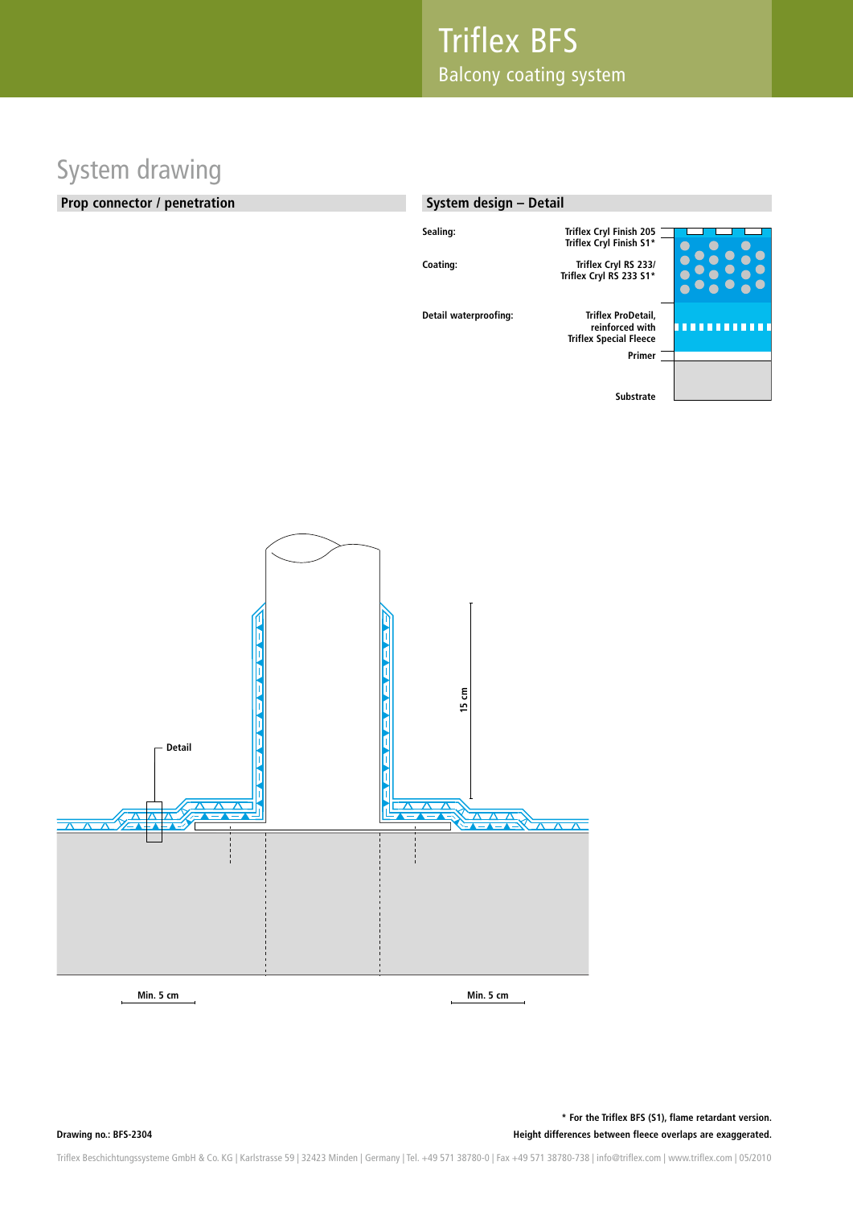# System drawing

## Prop connector / penetration

## System design – Detail

| | |
|---|---|
| **Sealing:** | Triflex Cryl Finish 205 / Triflex Cryl Finish S1* |
| **Coating:** | Triflex Cryl RS 233/ Triflex Cryl RS 233 S1* |
| **Detail waterproofing:** | Triflex ProDetail, reinforced with Triflex Special Fleece |
| | Primer |
| | Substrate |

Detail

15 cm

Min. 5 cm

Min. 5 cm

**Drawing no.: BFS-2304**

**\* For the Triflex BFS (S1), flame retardant version.**
**Height differences between fleece overlaps are exaggerated.**

Triflex Beschichtungssysteme GmbH & Co. KG | Karlstrasse 59 | 32423 Minden | Germany | Tel. +49 571 38780-0 | Fax +49 571 38780-738 | info@triflex.com | www.triflex.com | 05/2010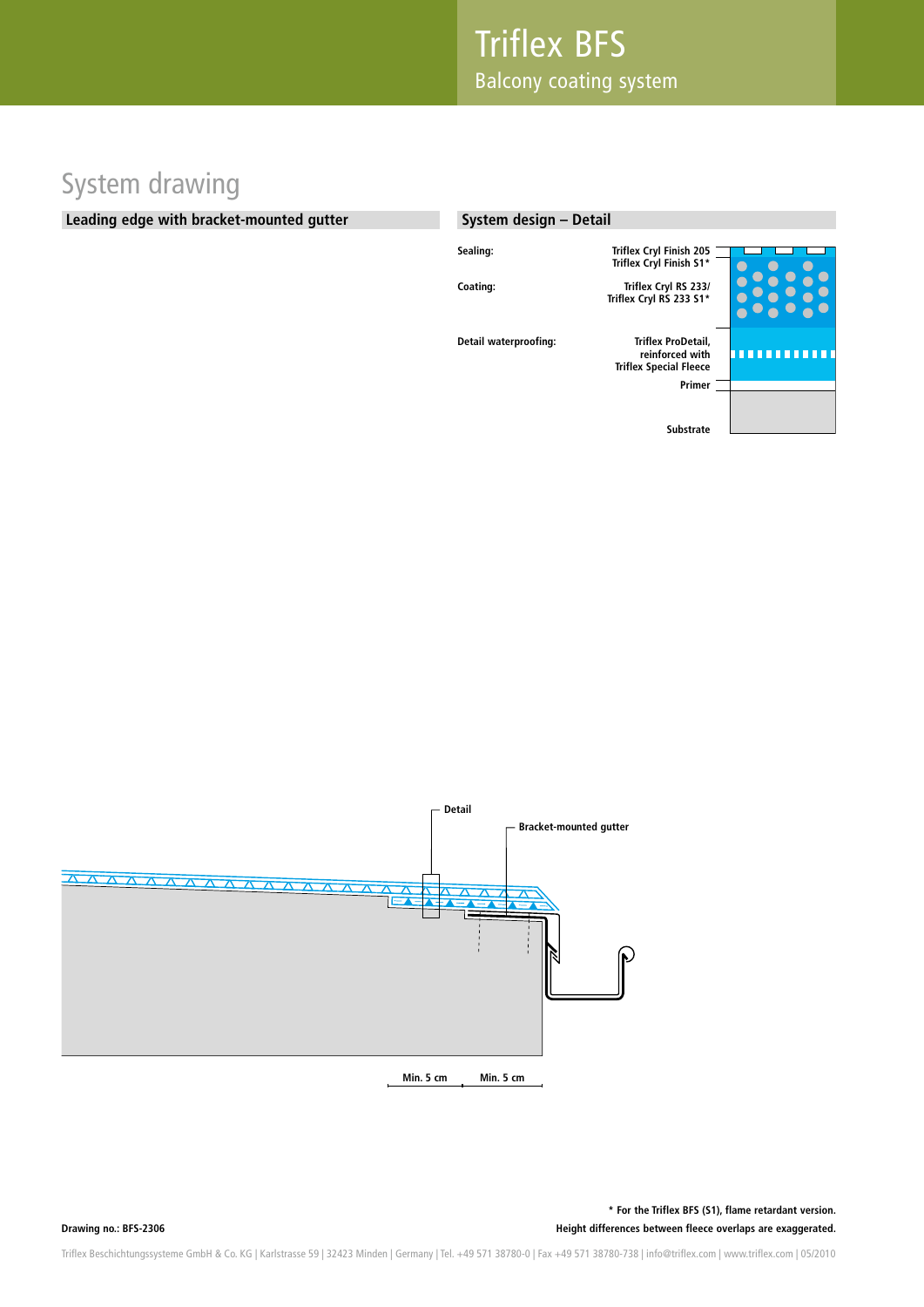# Triflex BFS

Balcony coating system

## System drawing

### Leading edge with bracket-mounted gutter

### System design – Detail

| | |
|---|---|
| **Sealing:** | Triflex Cryl Finish 205 / Triflex Cryl Finish S1* |
| **Coating:** | Triflex Cryl RS 233/ Triflex Cryl RS 233 S1* |
| **Detail waterproofing:** | Triflex ProDetail, reinforced with Triflex Special Fleece |
| | Primer |
| | Substrate |

Detail

Bracket-mounted gutter

Min. 5 cm Min. 5 cm

**Drawing no.: BFS-2306**

**\* For the Triflex BFS (S1), flame retardant version.**
**Height differences between fleece overlaps are exaggerated.**

Triflex Beschichtungssysteme GmbH & Co. KG | Karlstrasse 59 | 32423 Minden | Germany | Tel. +49 571 38780-0 | Fax +49 571 38780-738 | info@triflex.com | www.triflex.com | 05/2010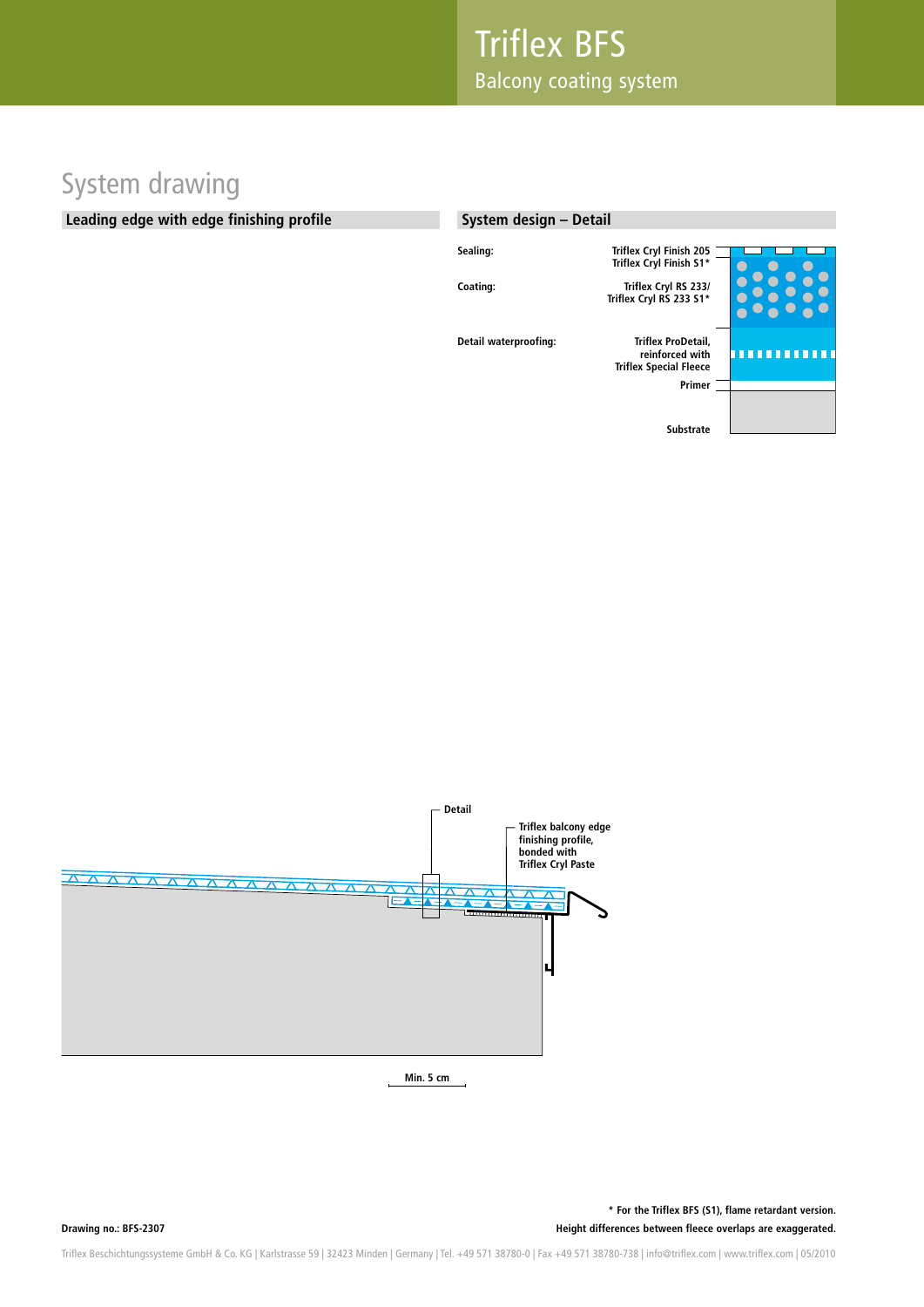# Triflex BFS

Balcony coating system

## System drawing

### Leading edge with edge finishing profile

### System design – Detail

| | |
|---|---|
| **Sealing:** | Triflex Cryl Finish 205 Triflex Cryl Finish S1* |
| **Coating:** | Triflex Cryl RS 233/ Triflex Cryl RS 233 S1* |
| **Detail waterproofing:** | Triflex ProDetail, reinforced with Triflex Special Fleece |
| | Primer |
| | Substrate |

Detail

Triflex balcony edge finishing profile, bonded with Triflex Cryl Paste

Min. 5 cm

**Drawing no.: BFS-2307**

**\* For the Triflex BFS (S1), flame retardant version.**
**Height differences between fleece overlaps are exaggerated.**

Triflex Beschichtungssysteme GmbH & Co. KG | Karlstrasse 59 | 32423 Minden | Germany | Tel. +49 571 38780-0 | Fax +49 571 38780-738 | info@triflex.com | www.triflex.com | 05/2010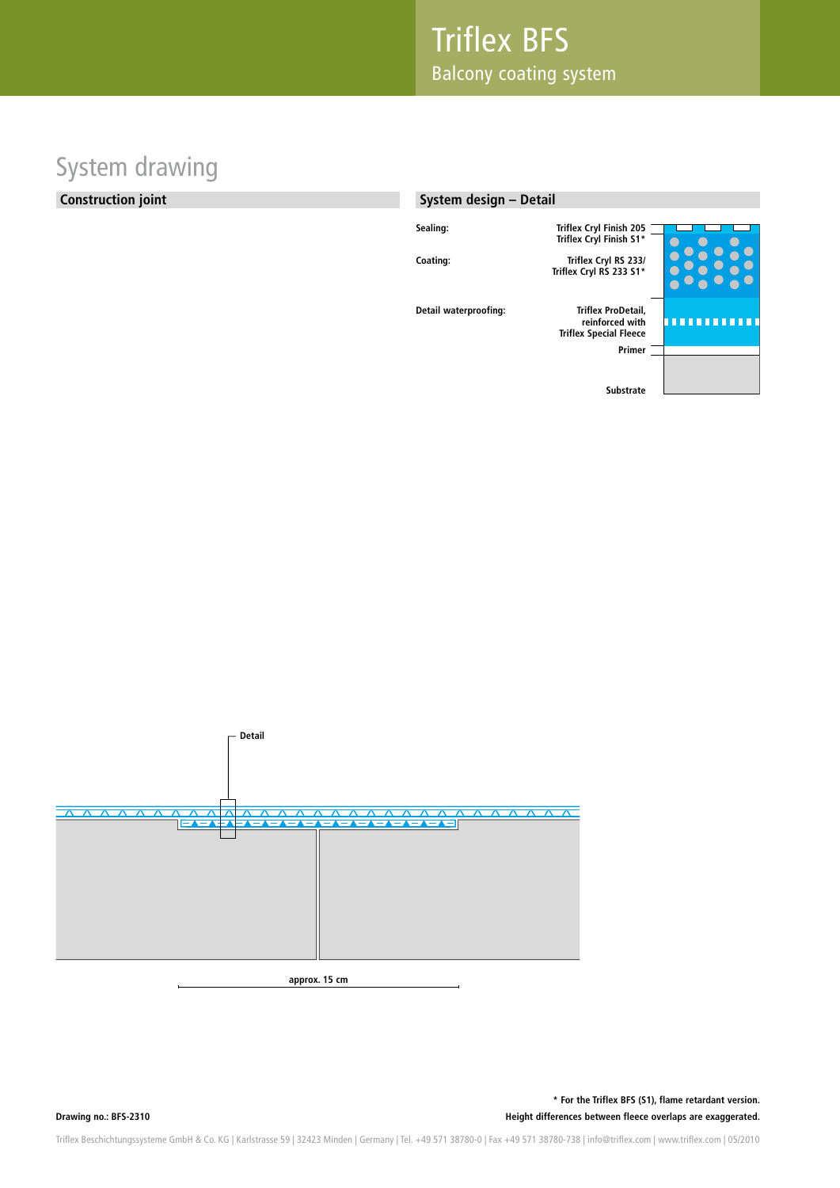# System drawing

## Construction joint

## System design – Detail

| | |
|---|---|
| **Sealing:** | **Triflex Cryl Finish 205** **Triflex Cryl Finish S1*** |
| **Coating:** | **Triflex Cryl RS 233/** **Triflex Cryl RS 233 S1*** |
| **Detail waterproofing:** | **Triflex ProDetail, reinforced with Triflex Special Fleece** |
| | **Primer** |
| | **Substrate** |

**Detail**

**approx. 15 cm**

**Drawing no.: BFS-2310**

**\* For the Triflex BFS (S1), flame retardant version.**
**Height differences between fleece overlaps are exaggerated.**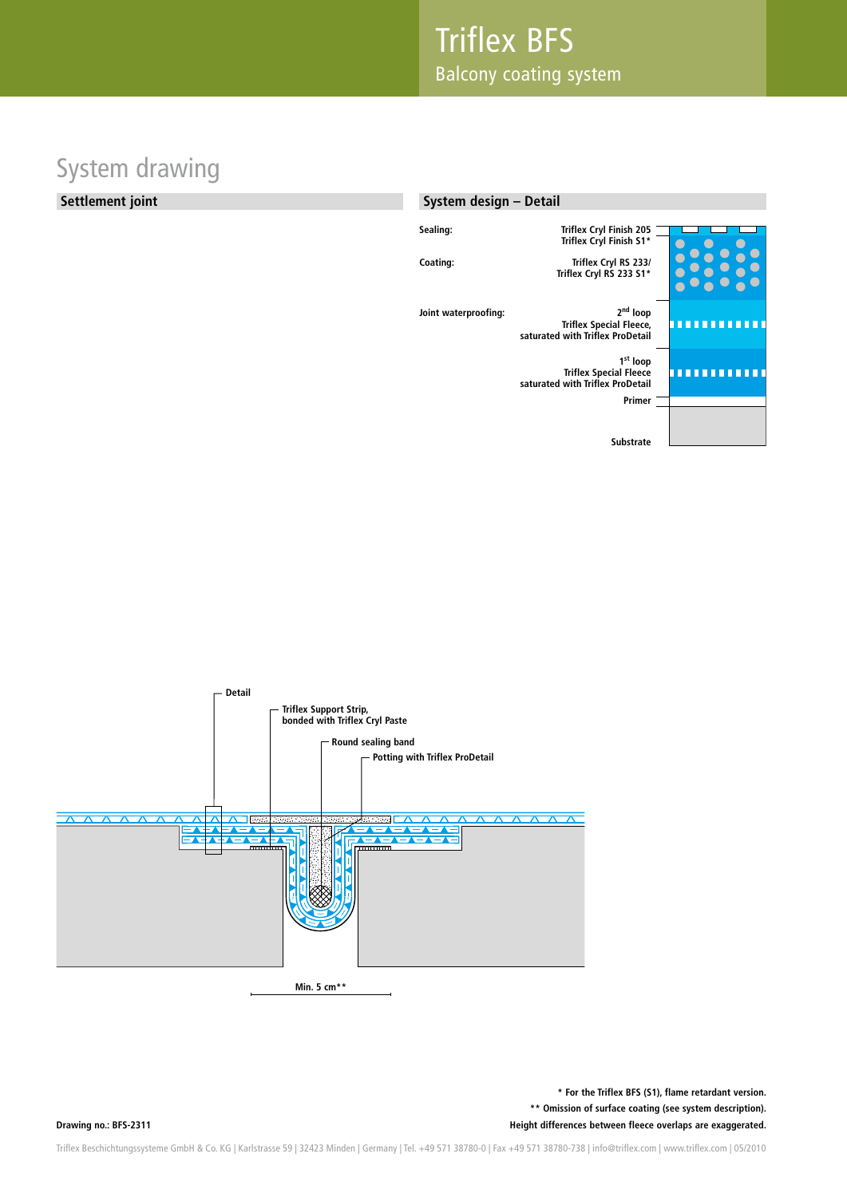# Triflex BFS

Balcony coating system

## System drawing

### Settlement joint

### System design – Detail

Sealing: Triflex Cryl Finish 205 / Triflex Cryl Finish S1*

Coating: Triflex Cryl RS 233/ Triflex Cryl RS 233 S1*

Joint waterproofing:

2nd loop
Triflex Special Fleece,
saturated with Triflex ProDetail

1st loop
Triflex Special Fleece
saturated with Triflex ProDetail

Primer

Substrate

Detail

Triflex Support Strip,
bonded with Triflex Cryl Paste

Round sealing band

Potting with Triflex ProDetail

Min. 5 cm**

\* For the Triflex BFS (S1), flame retardant version.

** Omission of surface coating (see system description).

Height differences between fleece overlaps are exaggerated.

Drawing no.: BFS-2311

Triflex Beschichtungssysteme GmbH & Co. KG | Karlstrasse 59 | 32423 Minden | Germany | Tel. +49 571 38780-0 | Fax +49 571 38780-738 | info@triflex.com | www.triflex.com | 05/2010